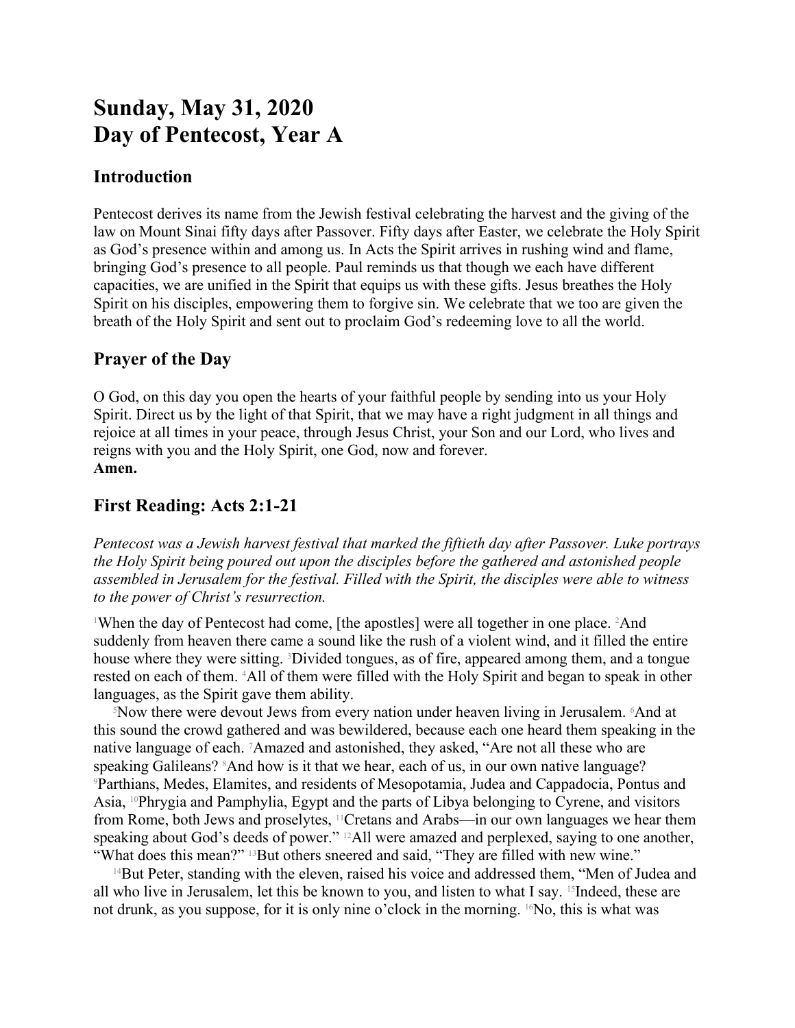# Sunday, May 31, 2020
# Day of Pentecost, Year A

## Introduction

Pentecost derives its name from the Jewish festival celebrating the harvest and the giving of the law on Mount Sinai fifty days after Passover. Fifty days after Easter, we celebrate the Holy Spirit as God's presence within and among us. In Acts the Spirit arrives in rushing wind and flame, bringing God's presence to all people. Paul reminds us that though we each have different capacities, we are unified in the Spirit that equips us with these gifts. Jesus breathes the Holy Spirit on his disciples, empowering them to forgive sin. We celebrate that we too are given the breath of the Holy Spirit and sent out to proclaim God's redeeming love to all the world.

## Prayer of the Day

O God, on this day you open the hearts of your faithful people by sending into us your Holy Spirit. Direct us by the light of that Spirit, that we may have a right judgment in all things and rejoice at all times in your peace, through Jesus Christ, your Son and our Lord, who lives and reigns with you and the Holy Spirit, one God, now and forever.
**Amen.**

## First Reading: Acts 2:1-21

*Pentecost was a Jewish harvest festival that marked the fiftieth day after Passover. Luke portrays the Holy Spirit being poured out upon the disciples before the gathered and astonished people assembled in Jerusalem for the festival. Filled with the Spirit, the disciples were able to witness to the power of Christ's resurrection.*

1When the day of Pentecost had come, [the apostles] were all together in one place. 2And suddenly from heaven there came a sound like the rush of a violent wind, and it filled the entire house where they were sitting. 3Divided tongues, as of fire, appeared among them, and a tongue rested on each of them. 4All of them were filled with the Holy Spirit and began to speak in other languages, as the Spirit gave them ability.

5Now there were devout Jews from every nation under heaven living in Jerusalem. 6And at this sound the crowd gathered and was bewildered, because each one heard them speaking in the native language of each. 7Amazed and astonished, they asked, "Are not all these who are speaking Galileans? 8And how is it that we hear, each of us, in our own native language? 9Parthians, Medes, Elamites, and residents of Mesopotamia, Judea and Cappadocia, Pontus and Asia, 10Phrygia and Pamphylia, Egypt and the parts of Libya belonging to Cyrene, and visitors from Rome, both Jews and proselytes, 11Cretans and Arabs—in our own languages we hear them speaking about God's deeds of power." 12All were amazed and perplexed, saying to one another, "What does this mean?" 13But others sneered and said, "They are filled with new wine."

14But Peter, standing with the eleven, raised his voice and addressed them, "Men of Judea and all who live in Jerusalem, let this be known to you, and listen to what I say. 15Indeed, these are not drunk, as you suppose, for it is only nine o'clock in the morning. 16No, this is what was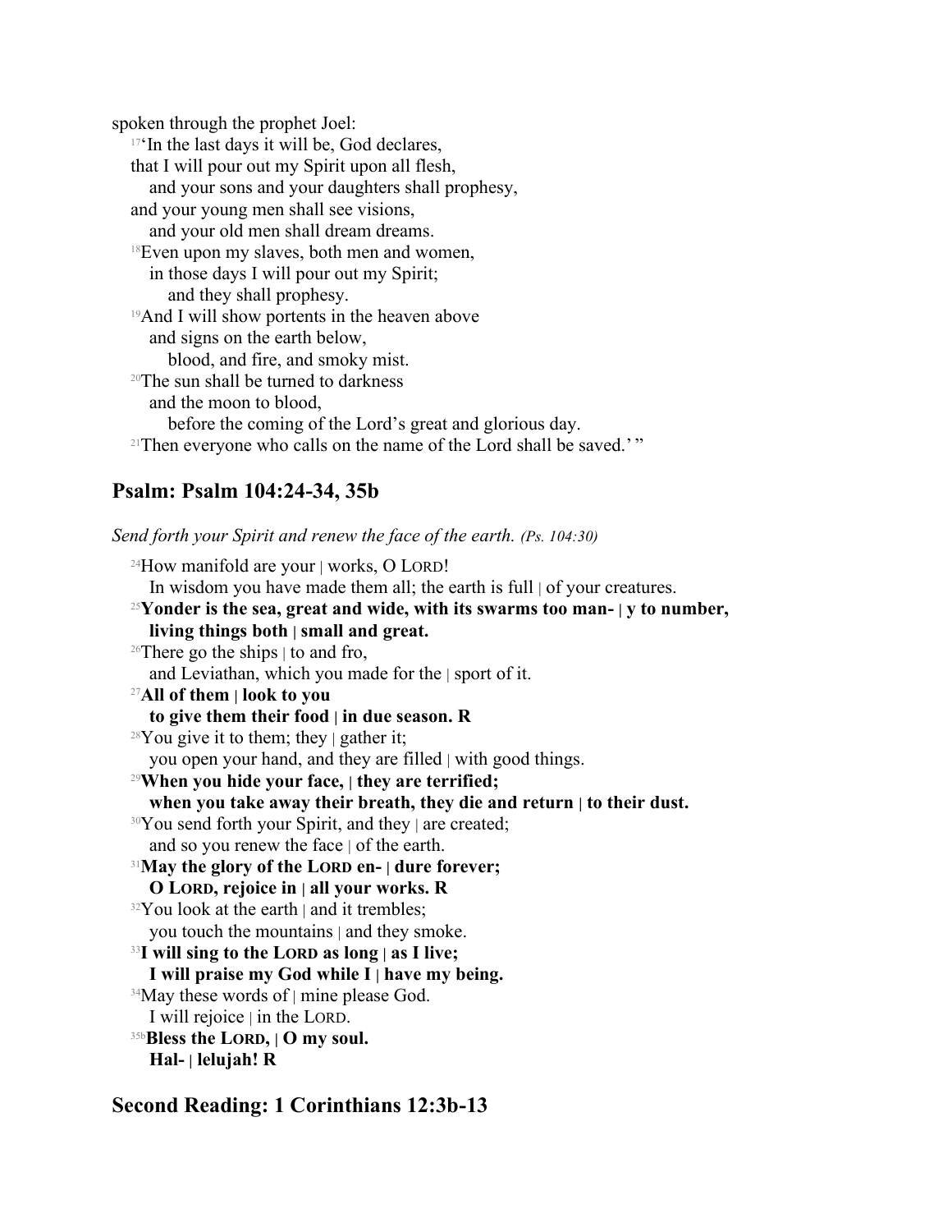spoken through the prophet Joel:

[17]'In the last days it will be, God declares,
that I will pour out my Spirit upon all flesh,
and your sons and your daughters shall prophesy,
and your young men shall see visions,
and your old men shall dream dreams.
[18]Even upon my slaves, both men and women,
in those days I will pour out my Spirit;
and they shall prophesy.
[19]And I will show portents in the heaven above
and signs on the earth below,
blood, and fire, and smoky mist.
[20]The sun shall be turned to darkness
and the moon to blood,
before the coming of the Lord's great and glorious day.
[21]Then everyone who calls on the name of the Lord shall be saved.' "

## Psalm: Psalm 104:24-34, 35b

*Send forth your Spirit and renew the face of the earth. (Ps. 104:30)*

[24]How manifold are your | works, O LORD!
In wisdom you have made them all; the earth is full | of your creatures.
[25]**Yonder is the sea, great and wide, with its swarms too man- | y to number,**
**living things both | small and great.**
[26]There go the ships | to and fro,
and Leviathan, which you made for the | sport of it.
[27]**All of them | look to you**
**to give them their food | in due season. R**
[28]You give it to them; they | gather it;
you open your hand, and they are filled | with good things.
[29]**When you hide your face, | they are terrified;**
**when you take away their breath, they die and return | to their dust.**
[30]You send forth your Spirit, and they | are created;
and so you renew the face | of the earth.
[31]**May the glory of the LORD en- | dure forever;**
**O LORD, rejoice in | all your works. R**
[32]You look at the earth | and it trembles;
you touch the mountains | and they smoke.
[33]**I will sing to the LORD as long | as I live;**
**I will praise my God while I | have my being.**
[34]May these words of | mine please God.
I will rejoice | in the LORD.
[35b]**Bless the LORD, | O my soul.**
**Hal- | lelujah! R**

## Second Reading: 1 Corinthians 12:3b-13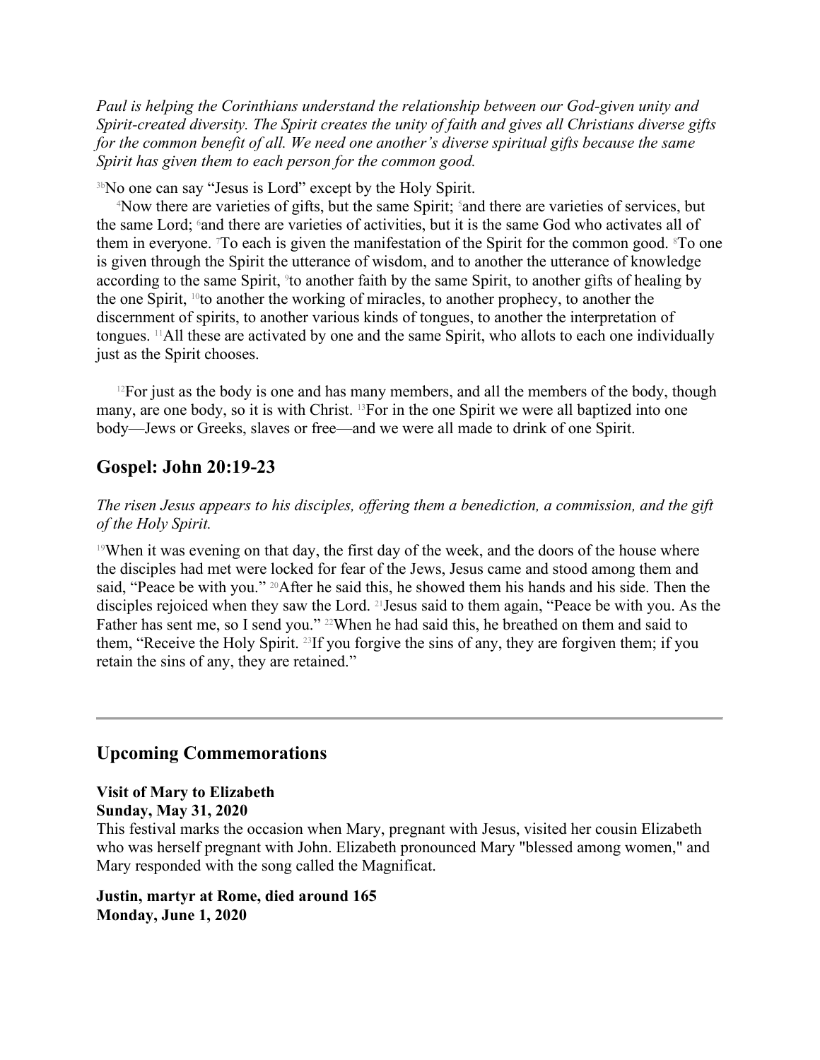*Paul is helping the Corinthians understand the relationship between our God-given unity and Spirit-created diversity. The Spirit creates the unity of faith and gives all Christians diverse gifts for the common benefit of all. We need one another's diverse spiritual gifts because the same Spirit has given them to each person for the common good.*

[3b]No one can say "Jesus is Lord" except by the Holy Spirit.

[4]Now there are varieties of gifts, but the same Spirit; [5]and there are varieties of services, but the same Lord; [6]and there are varieties of activities, but it is the same God who activates all of them in everyone. [7]To each is given the manifestation of the Spirit for the common good. [8]To one is given through the Spirit the utterance of wisdom, and to another the utterance of knowledge according to the same Spirit, [9]to another faith by the same Spirit, to another gifts of healing by the one Spirit, [10]to another the working of miracles, to another prophecy, to another the discernment of spirits, to another various kinds of tongues, to another the interpretation of tongues. [11]All these are activated by one and the same Spirit, who allots to each one individually just as the Spirit chooses.

[12]For just as the body is one and has many members, and all the members of the body, though many, are one body, so it is with Christ. [13]For in the one Spirit we were all baptized into one body—Jews or Greeks, slaves or free—and we were all made to drink of one Spirit.

## Gospel: John 20:19-23

*The risen Jesus appears to his disciples, offering them a benediction, a commission, and the gift of the Holy Spirit.*

[19]When it was evening on that day, the first day of the week, and the doors of the house where the disciples had met were locked for fear of the Jews, Jesus came and stood among them and said, "Peace be with you." [20]After he said this, he showed them his hands and his side. Then the disciples rejoiced when they saw the Lord. [21]Jesus said to them again, "Peace be with you. As the Father has sent me, so I send you." [22]When he had said this, he breathed on them and said to them, "Receive the Holy Spirit. [23]If you forgive the sins of any, they are forgiven them; if you retain the sins of any, they are retained."

---

## Upcoming Commemorations

**Visit of Mary to Elizabeth**
**Sunday, May 31, 2020**
This festival marks the occasion when Mary, pregnant with Jesus, visited her cousin Elizabeth who was herself pregnant with John. Elizabeth pronounced Mary "blessed among women," and Mary responded with the song called the Magnificat.

**Justin, martyr at Rome, died around 165**
**Monday, June 1, 2020**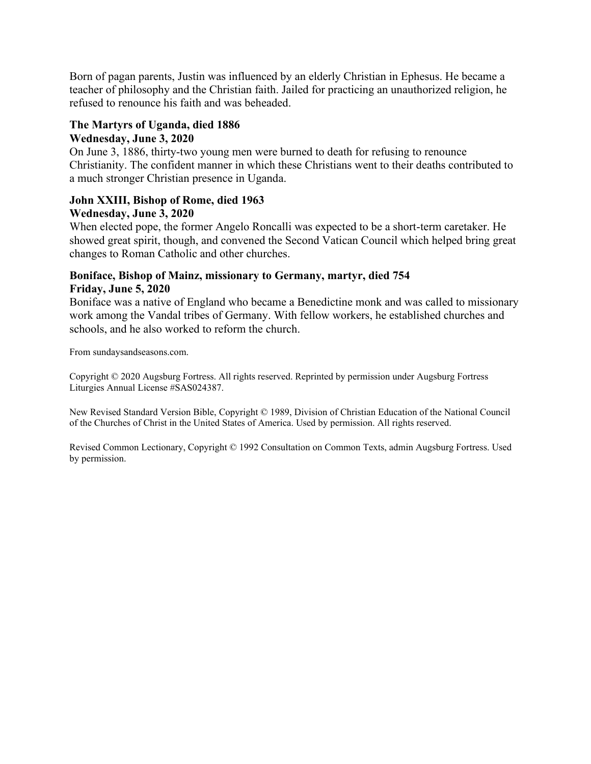Born of pagan parents, Justin was influenced by an elderly Christian in Ephesus. He became a teacher of philosophy and the Christian faith. Jailed for practicing an unauthorized religion, he refused to renounce his faith and was beheaded.

**The Martyrs of Uganda, died 1886**
**Wednesday, June 3, 2020**

On June 3, 1886, thirty-two young men were burned to death for refusing to renounce Christianity. The confident manner in which these Christians went to their deaths contributed to a much stronger Christian presence in Uganda.

**John XXIII, Bishop of Rome, died 1963**
**Wednesday, June 3, 2020**

When elected pope, the former Angelo Roncalli was expected to be a short-term caretaker. He showed great spirit, though, and convened the Second Vatican Council which helped bring great changes to Roman Catholic and other churches.

**Boniface, Bishop of Mainz, missionary to Germany, martyr, died 754**
**Friday, June 5, 2020**

Boniface was a native of England who became a Benedictine monk and was called to missionary work among the Vandal tribes of Germany. With fellow workers, he established churches and schools, and he also worked to reform the church.

From sundaysandseasons.com.

Copyright © 2020 Augsburg Fortress. All rights reserved. Reprinted by permission under Augsburg Fortress Liturgies Annual License #SAS024387.

New Revised Standard Version Bible, Copyright © 1989, Division of Christian Education of the National Council of the Churches of Christ in the United States of America. Used by permission. All rights reserved.

Revised Common Lectionary, Copyright © 1992 Consultation on Common Texts, admin Augsburg Fortress. Used by permission.